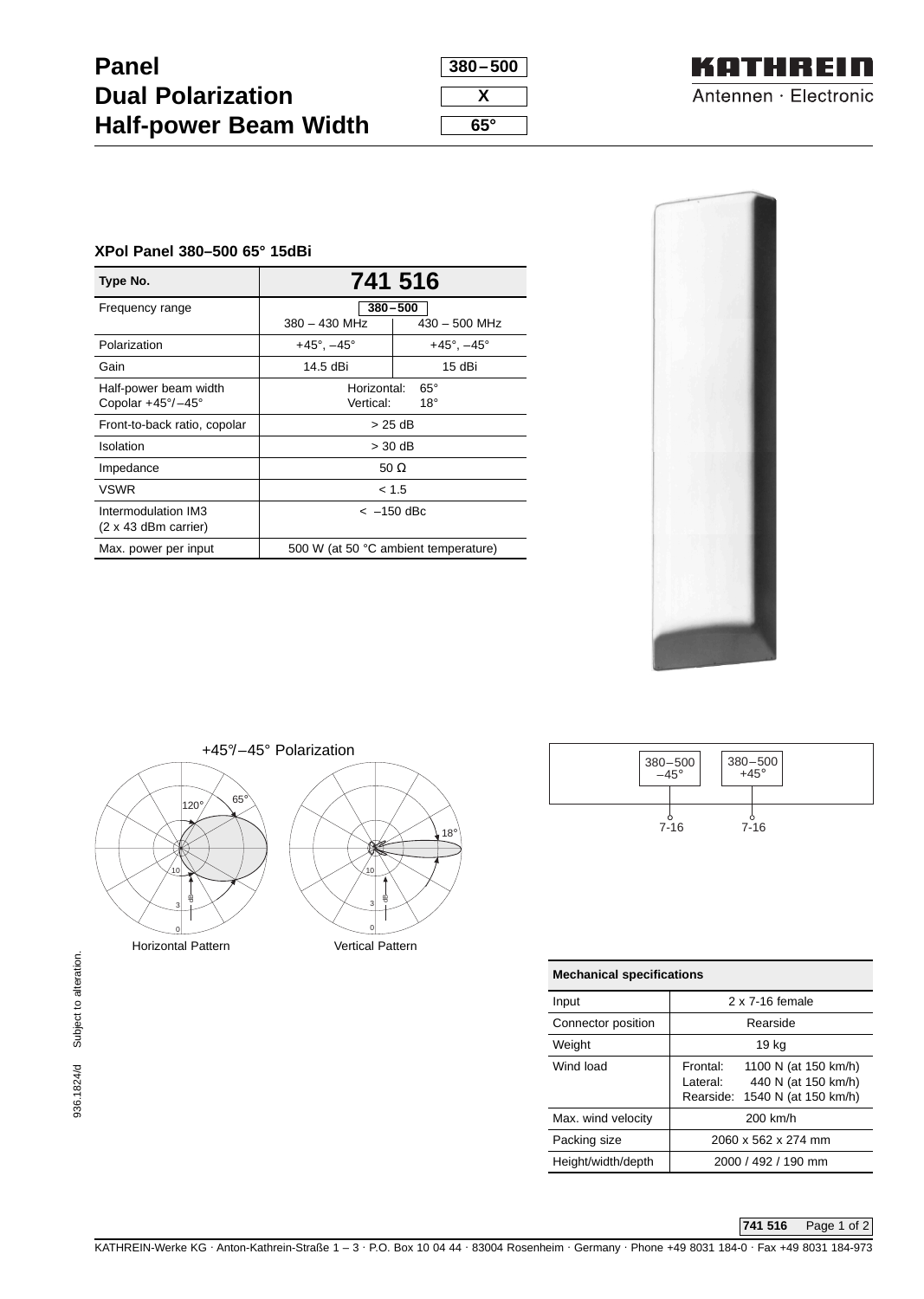# Panel
# Dual Polarization
# Half-power Beam Width

380 – 500

X

65°

KATHREIN
Antennen · Electronic

**XPol Panel 380–500 65° 15dBi**

| Type No. | 741 516 | |
|---|---|---|
| Frequency range | 380 – 500 | |
| | 380 – 430 MHz | 430 – 500 MHz |
| Polarization | +45°, –45° | +45°, –45° |
| Gain | 14.5 dBi | 15 dBi |
| Half-power beam width Copolar +45°/–45° | Horizontal: 65° Vertical: 18° | |
| Front-to-back ratio, copolar | > 25 dB | |
| Isolation | > 30 dB | |
| Impedance | 50 Ω | |
| VSWR | < 1.5 | |
| Intermodulation IM3 (2 x 43 dBm carrier) | < –150 dBc | |
| Max. power per input | 500 W (at 50 °C ambient temperature) | |

+45°/–45° Polarization

Horizontal Pattern

Vertical Pattern

380 – 500 –45° | 380 – 500 +45°

7-16 | 7-16

| Mechanical specifications | |
|---|---|
| Input | 2 x 7-16 female |
| Connector position | Rearside |
| Weight | 19 kg |
| Wind load | Frontal: 1100 N (at 150 km/h) Lateral: 440 N (at 150 km/h) Rearside: 1540 N (at 150 km/h) |
| Max. wind velocity | 200 km/h |
| Packing size | 2060 x 562 x 274 mm |
| Height/width/depth | 2000 / 492 / 190 mm |

936.1824/d Subject to alteration.

KATHREIN-Werke KG · Anton-Kathrein-Straße 1 – 3 · P.O. Box 10 04 44 · 83004 Rosenheim · Germany · Phone +49 8031 184-0 · Fax +49 8031 184-973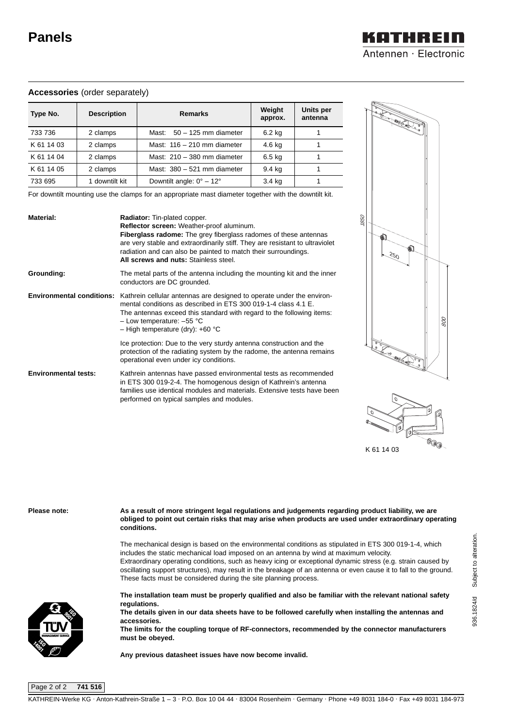# Panels

KATHREIN
Antennen · Electronic

## Accessories (order separately)

| Type No. | Description | Remarks | Weight approx. | Units per antenna |
| --- | --- | --- | --- | --- |
| 733 736 | 2 clamps | Mast: 50 – 125 mm diameter | 6.2 kg | 1 |
| K 61 14 03 | 2 clamps | Mast: 116 – 210 mm diameter | 4.6 kg | 1 |
| K 61 14 04 | 2 clamps | Mast: 210 – 380 mm diameter | 6.5 kg | 1 |
| K 61 14 05 | 2 clamps | Mast: 380 – 521 mm diameter | 9.4 kg | 1 |
| 733 695 | 1 downtilt kit | Downtilt angle: 0° – 12° | 3.4 kg | 1 |

For downtilt mounting use the clamps for an appropriate mast diameter together with the downtilt kit.

1850

250

800

K 61 14 03

**Material:** **Radiator:** Tin-plated copper.
**Reflector screen:** Weather-proof aluminum.
**Fiberglass radome:** The grey fiberglass radomes of these antennas are very stable and extraordinarily stiff. They are resistant to ultraviolet radiation and can also be painted to match their surroundings.
**All screws and nuts:** Stainless steel.

**Grounding:** The metal parts of the antenna including the mounting kit and the inner conductors are DC grounded.

**Environmental conditions:** Kathrein cellular antennas are designed to operate under the environmental conditions as described in ETS 300 019-1-4 class 4.1 E.
The antennas exceed this standard with regard to the following items:
– Low temperature: –55 °C
– High temperature (dry): +60 °C

Ice protection: Due to the very sturdy antenna construction and the protection of the radiating system by the radome, the antenna remains operational even under icy conditions.

**Environmental tests:** Kathrein antennas have passed environmental tests as recommended in ETS 300 019-2-4. The homogenous design of Kathrein's antenna families use identical modules and materials. Extensive tests have been performed on typical samples and modules.

**Please note:** **As a result of more stringent legal regulations and judgements regarding product liability, we are obliged to point out certain risks that may arise when products are used under extraordinary operating conditions.**

The mechanical design is based on the environmental conditions as stipulated in ETS 300 019-1-4, which includes the static mechanical load imposed on an antenna by wind at maximum velocity.
Extraordinary operating conditions, such as heavy icing or exceptional dynamic stress (e.g. strain caused by oscillating support structures), may result in the breakage of an antenna or even cause it to fall to the ground. These facts must be considered during the site planning process.

**The installation team must be properly qualified and also be familiar with the relevant national safety regulations.**
**The details given in our data sheets have to be followed carefully when installing the antennas and accessories.**
**The limits for the coupling torque of RF-connectors, recommended by the connector manufacturers must be obeyed.**

**Any previous datasheet issues have now become invalid.**

936.1824/d Subject to alteration.

**741 516**

KATHREIN-Werke KG · Anton-Kathrein-Straße 1 – 3 · P.O. Box 10 04 44 · 83004 Rosenheim · Germany · Phone +49 8031 184-0 · Fax +49 8031 184-973